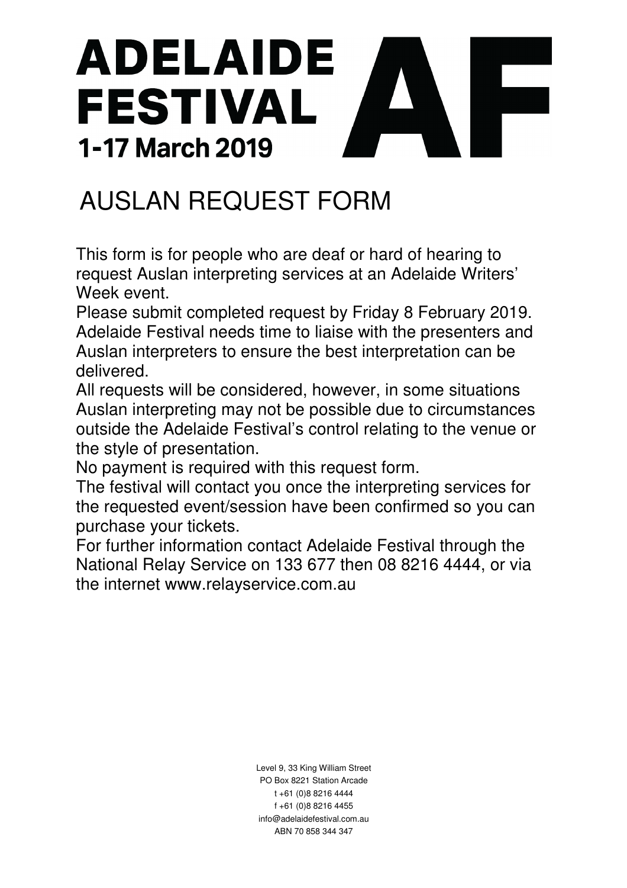# ADELAIDE FESTIVAL

**1-17 March 2019**

# AUSLAN REQUEST FORM

This form is for people who are deaf or hard of hearing to request Auslan interpreting services at an Adelaide Writers' Week event.

Please submit completed request by Friday 8 February 2019. Adelaide Festival needs time to liaise with the presenters and Auslan interpreters to ensure the best interpretation can be delivered.

All requests will be considered, however, in some situations Auslan interpreting may not be possible due to circumstances outside the Adelaide Festival's control relating to the venue or the style of presentation.

No payment is required with this request form.

The festival will contact you once the interpreting services for the requested event/session have been confirmed so you can purchase your tickets.

For further information contact Adelaide Festival through the National Relay Service on 133 677 then 08 8216 4444, or via the internet www.relayservice.com.au

Level 9, 33 King William Street
PO Box 8221 Station Arcade
t +61 (0)8 8216 4444
f +61 (0)8 8216 4455
info@adelaidefestival.com.au
ABN 70 858 344 347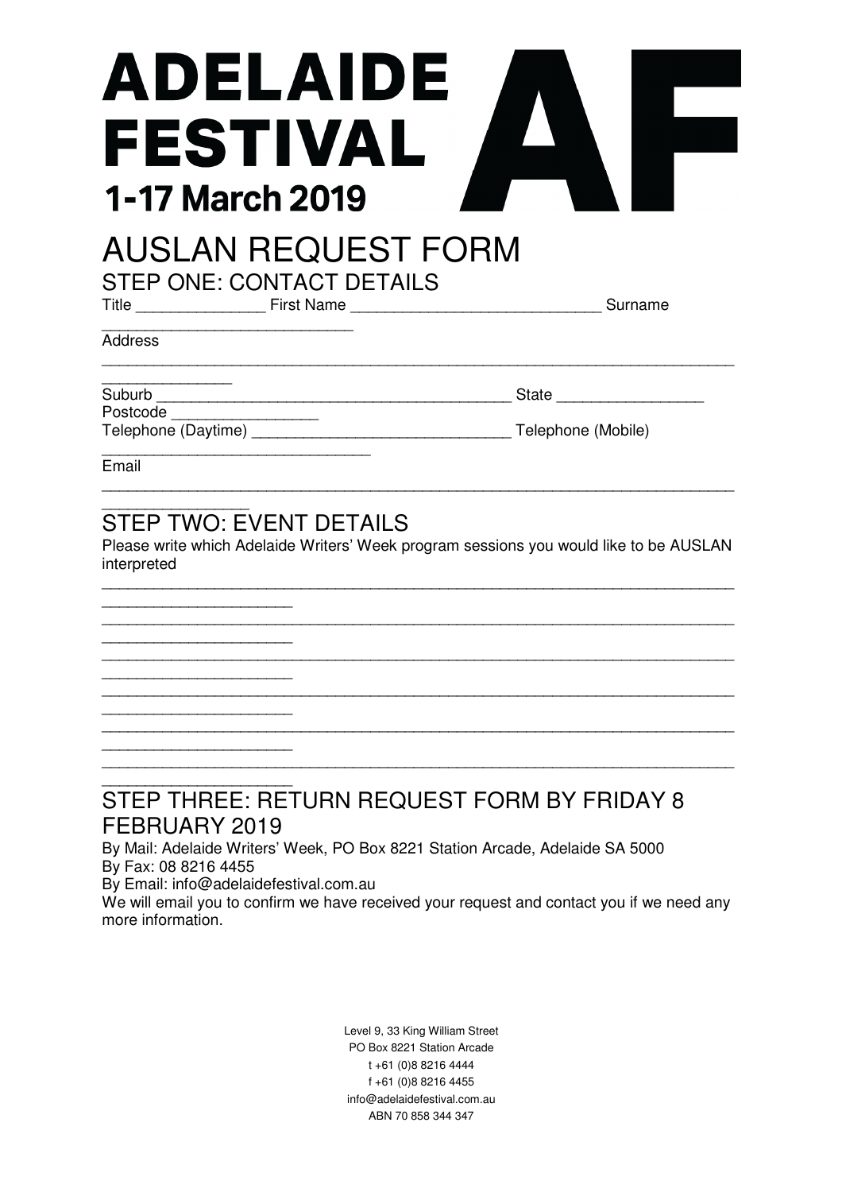# ADELAIDE FESTIVAL

**1-17 March 2019**

# AUSLAN REQUEST FORM

## STEP ONE: CONTACT DETAILS

Title _______________ First Name _____________________________ Surname _____________________________

Address _____________________________________________________________________________ _______________

Suburb ___________________________________________ State _________________ Postcode _________________

Telephone (Daytime) ______________________________ Telephone (Mobile) _______________________________

Email _____________________________________________________________________________ _______________

## STEP TWO: EVENT DETAILS

Please write which Adelaide Writers' Week program sessions you would like to be AUSLAN interpreted

_____________________________________________________________________________ _____________________

_____________________________________________________________________________ _____________________

_____________________________________________________________________________ _____________________

_____________________________________________________________________________ _____________________

_____________________________________________________________________________ _____________________

_____________________________________________________________________________ _____________________

## STEP THREE: RETURN REQUEST FORM BY FRIDAY 8 FEBRUARY 2019

By Mail: Adelaide Writers' Week, PO Box 8221 Station Arcade, Adelaide SA 5000
By Fax: 08 8216 4455
By Email: info@adelaidefestival.com.au

We will email you to confirm we have received your request and contact you if we need any more information.

Level 9, 33 King William Street
PO Box 8221 Station Arcade
t +61 (0)8 8216 4444
f +61 (0)8 8216 4455
info@adelaidefestival.com.au
ABN 70 858 344 347